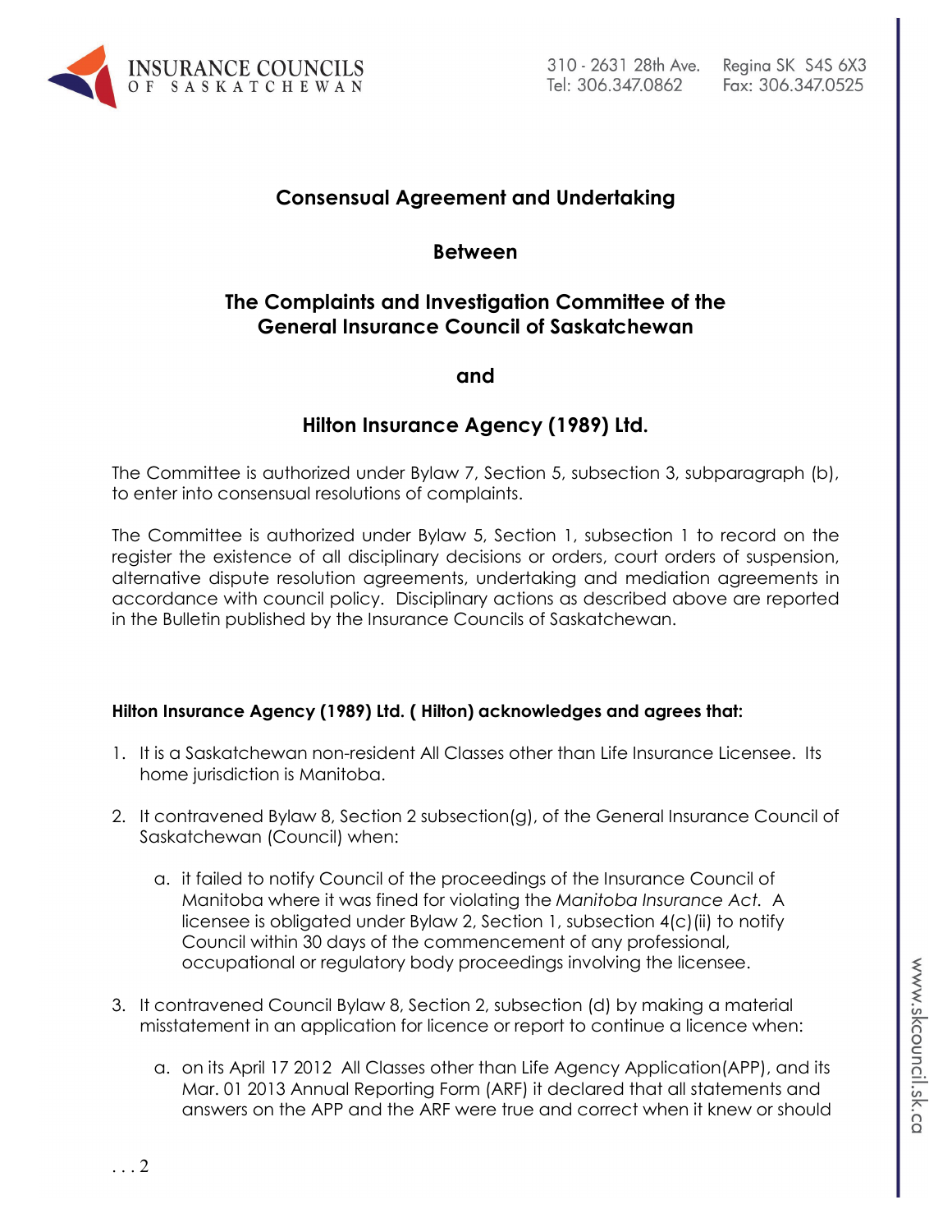INSURANCE COUNCILS OF SASKATCHEWAN

310 - 2631 28th Ave. Regina SK S4S 6X3
Tel: 306.347.0862 Fax: 306.347.0525

## Consensual Agreement and Undertaking

## Between

## The Complaints and Investigation Committee of the General Insurance Council of Saskatchewan

## and

## Hilton Insurance Agency (1989) Ltd.

The Committee is authorized under Bylaw 7, Section 5, subsection 3, subparagraph (b), to enter into consensual resolutions of complaints.

The Committee is authorized under Bylaw 5, Section 1, subsection 1 to record on the register the existence of all disciplinary decisions or orders, court orders of suspension, alternative dispute resolution agreements, undertaking and mediation agreements in accordance with council policy. Disciplinary actions as described above are reported in the Bulletin published by the Insurance Councils of Saskatchewan.

**Hilton Insurance Agency (1989) Ltd. ( Hilton) acknowledges and agrees that:**

1. It is a Saskatchewan non-resident All Classes other than Life Insurance Licensee. Its home jurisdiction is Manitoba.

2. It contravened Bylaw 8, Section 2 subsection(g), of the General Insurance Council of Saskatchewan (Council) when:

   a. it failed to notify Council of the proceedings of the Insurance Council of Manitoba where it was fined for violating the *Manitoba Insurance Act.* A licensee is obligated under Bylaw 2, Section 1, subsection 4(c)(ii) to notify Council within 30 days of the commencement of any professional, occupational or regulatory body proceedings involving the licensee.

3. It contravened Council Bylaw 8, Section 2, subsection (d) by making a material misstatement in an application for licence or report to continue a licence when:

   a. on its April 17 2012 All Classes other than Life Agency Application(APP), and its Mar. 01 2013 Annual Reporting Form (ARF) it declared that all statements and answers on the APP and the ARF were true and correct when it knew or should

www.skcouncil.sk.ca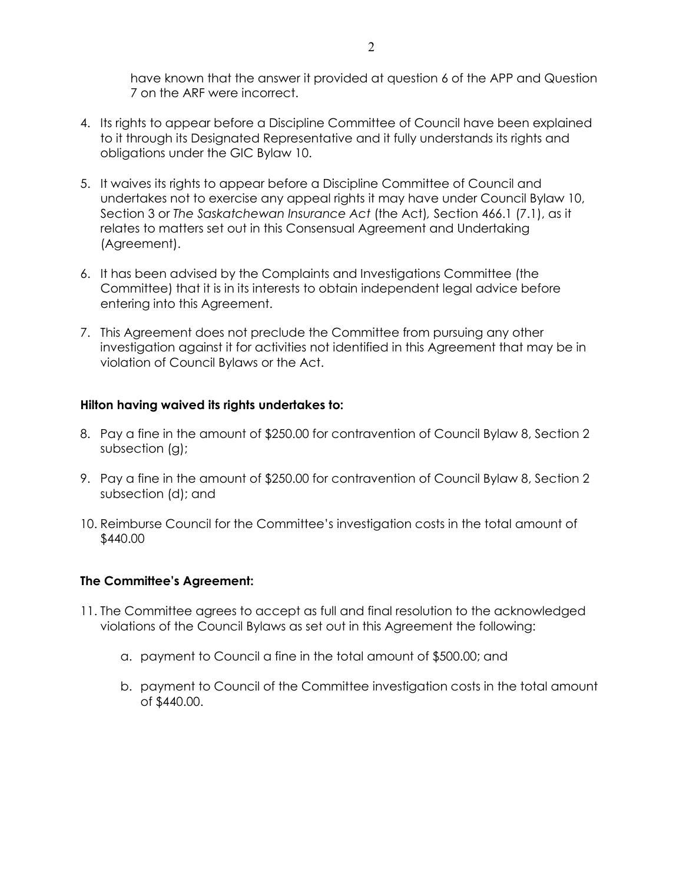have known that the answer it provided at question 6 of the APP and Question 7 on the ARF were incorrect.

4. Its rights to appear before a Discipline Committee of Council have been explained to it through its Designated Representative and it fully understands its rights and obligations under the GIC Bylaw 10.

5. It waives its rights to appear before a Discipline Committee of Council and undertakes not to exercise any appeal rights it may have under Council Bylaw 10, Section 3 or *The Saskatchewan Insurance Act* (the Act), Section 466.1 (7.1), as it relates to matters set out in this Consensual Agreement and Undertaking (Agreement).

6. It has been advised by the Complaints and Investigations Committee (the Committee) that it is in its interests to obtain independent legal advice before entering into this Agreement.

7. This Agreement does not preclude the Committee from pursuing any other investigation against it for activities not identified in this Agreement that may be in violation of Council Bylaws or the Act.

**Hilton having waived its rights undertakes to:**

8. Pay a fine in the amount of $250.00 for contravention of Council Bylaw 8, Section 2 subsection (g);

9. Pay a fine in the amount of $250.00 for contravention of Council Bylaw 8, Section 2 subsection (d); and

10. Reimburse Council for the Committee's investigation costs in the total amount of $440.00

**The Committee's Agreement:**

11. The Committee agrees to accept as full and final resolution to the acknowledged violations of the Council Bylaws as set out in this Agreement the following:

    a. payment to Council a fine in the total amount of $500.00; and

    b. payment to Council of the Committee investigation costs in the total amount of $440.00.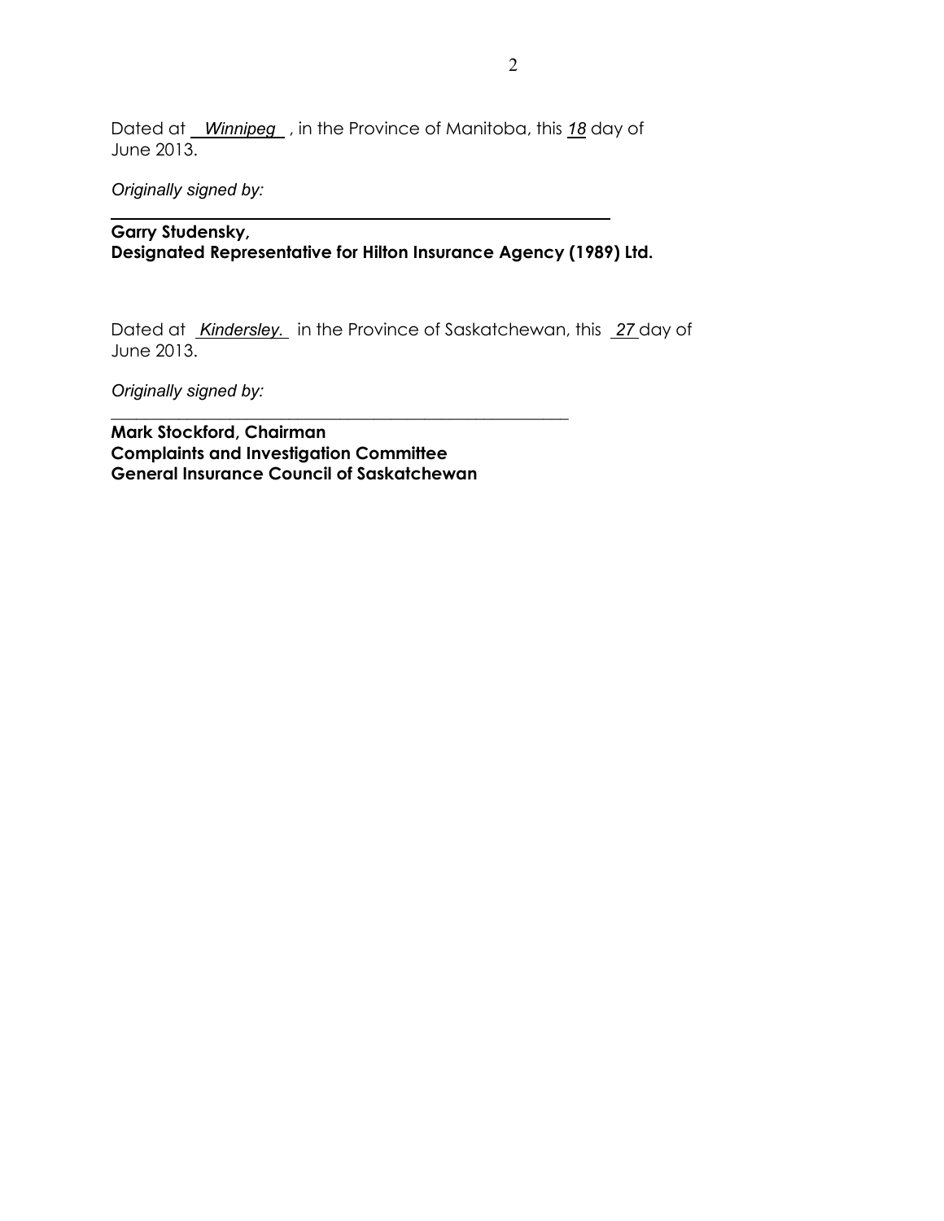Dated at ***Winnipeg*** , in the Province of Manitoba, this ***18*** day of June 2013.

*Originally signed by:*

**Garry Studensky,**
**Designated Representative for Hilton Insurance Agency (1989) Ltd.**

Dated at ***Kindersley.*** in the Province of Saskatchewan, this ***27*** day of June 2013.

*Originally signed by:*

**Mark Stockford, Chairman**
**Complaints and Investigation Committee**
**General Insurance Council of Saskatchewan**